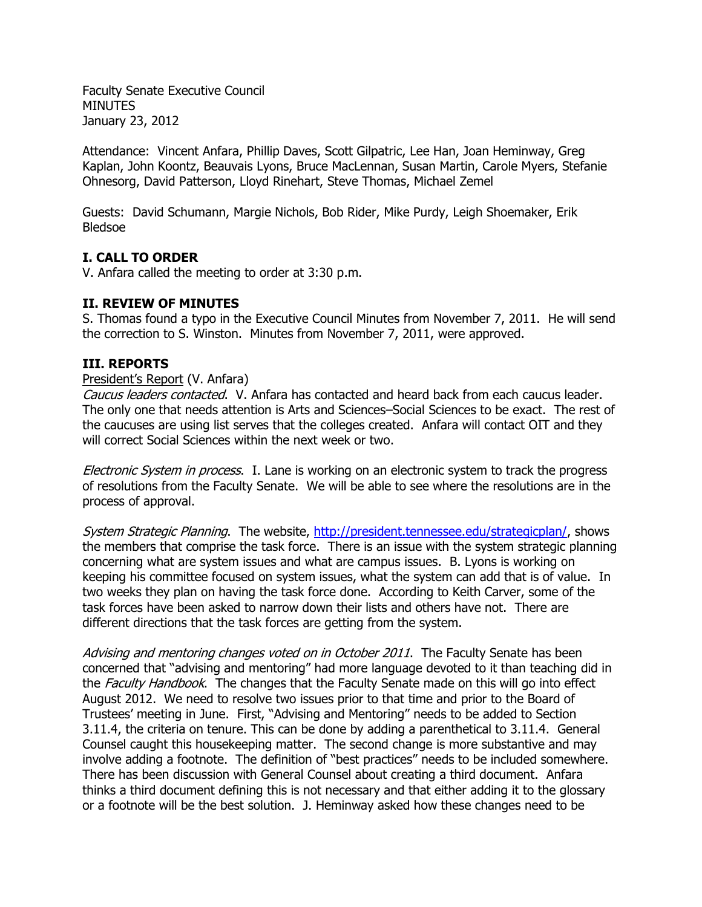Faculty Senate Executive Council
MINUTES
January 23, 2012

Attendance: Vincent Anfara, Phillip Daves, Scott Gilpatric, Lee Han, Joan Heminway, Greg Kaplan, John Koontz, Beauvais Lyons, Bruce MacLennan, Susan Martin, Carole Myers, Stefanie Ohnesorg, David Patterson, Lloyd Rinehart, Steve Thomas, Michael Zemel

Guests: David Schumann, Margie Nichols, Bob Rider, Mike Purdy, Leigh Shoemaker, Erik Bledsoe

## I. CALL TO ORDER

V. Anfara called the meeting to order at 3:30 p.m.

## II. REVIEW OF MINUTES

S. Thomas found a typo in the Executive Council Minutes from November 7, 2011. He will send the correction to S. Winston. Minutes from November 7, 2011, were approved.

## III. REPORTS

President's Report (V. Anfara)

*Caucus leaders contacted*. V. Anfara has contacted and heard back from each caucus leader. The only one that needs attention is Arts and Sciences–Social Sciences to be exact. The rest of the caucuses are using list serves that the colleges created. Anfara will contact OIT and they will correct Social Sciences within the next week or two.

*Electronic System in process*. I. Lane is working on an electronic system to track the progress of resolutions from the Faculty Senate. We will be able to see where the resolutions are in the process of approval.

*System Strategic Planning*. The website, http://president.tennessee.edu/strategicplan/, shows the members that comprise the task force. There is an issue with the system strategic planning concerning what are system issues and what are campus issues. B. Lyons is working on keeping his committee focused on system issues, what the system can add that is of value. In two weeks they plan on having the task force done. According to Keith Carver, some of the task forces have been asked to narrow down their lists and others have not. There are different directions that the task forces are getting from the system.

*Advising and mentoring changes voted on in October 2011*. The Faculty Senate has been concerned that "advising and mentoring" had more language devoted to it than teaching did in the *Faculty Handbook*. The changes that the Faculty Senate made on this will go into effect August 2012. We need to resolve two issues prior to that time and prior to the Board of Trustees' meeting in June. First, "Advising and Mentoring" needs to be added to Section 3.11.4, the criteria on tenure. This can be done by adding a parenthetical to 3.11.4. General Counsel caught this housekeeping matter. The second change is more substantive and may involve adding a footnote. The definition of "best practices" needs to be included somewhere. There has been discussion with General Counsel about creating a third document. Anfara thinks a third document defining this is not necessary and that either adding it to the glossary or a footnote will be the best solution. J. Heminway asked how these changes need to be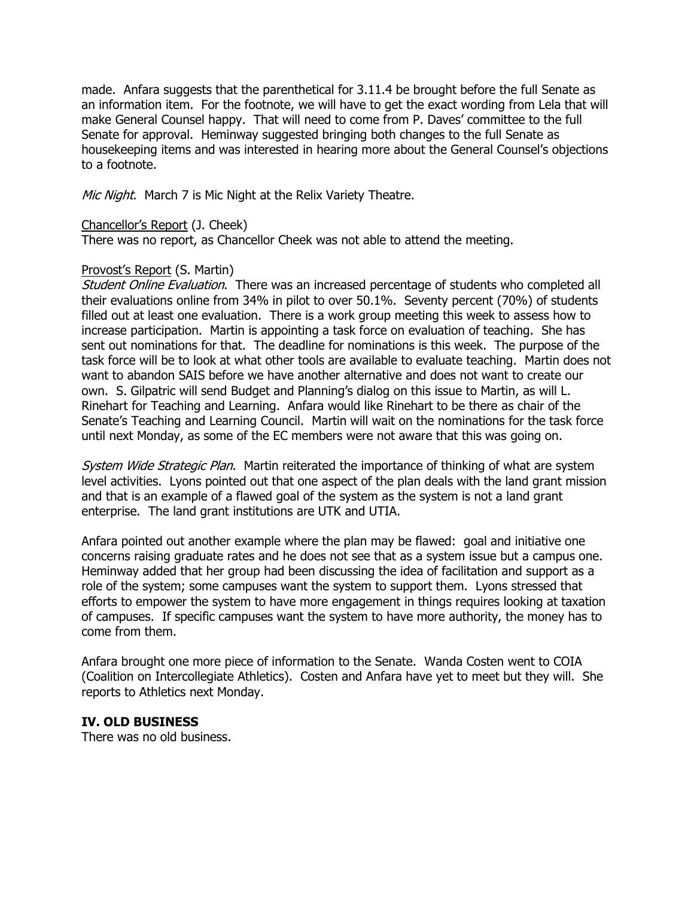made. Anfara suggests that the parenthetical for 3.11.4 be brought before the full Senate as an information item. For the footnote, we will have to get the exact wording from Lela that will make General Counsel happy. That will need to come from P. Daves' committee to the full Senate for approval. Heminway suggested bringing both changes to the full Senate as housekeeping items and was interested in hearing more about the General Counsel's objections to a footnote.

*Mic Night*. March 7 is Mic Night at the Relix Variety Theatre.

<u>Chancellor's Report</u> (J. Cheek)
There was no report, as Chancellor Cheek was not able to attend the meeting.

<u>Provost's Report</u> (S. Martin)
*Student Online Evaluation*. There was an increased percentage of students who completed all their evaluations online from 34% in pilot to over 50.1%. Seventy percent (70%) of students filled out at least one evaluation. There is a work group meeting this week to assess how to increase participation. Martin is appointing a task force on evaluation of teaching. She has sent out nominations for that. The deadline for nominations is this week. The purpose of the task force will be to look at what other tools are available to evaluate teaching. Martin does not want to abandon SAIS before we have another alternative and does not want to create our own. S. Gilpatric will send Budget and Planning's dialog on this issue to Martin, as will L. Rinehart for Teaching and Learning. Anfara would like Rinehart to be there as chair of the Senate's Teaching and Learning Council. Martin will wait on the nominations for the task force until next Monday, as some of the EC members were not aware that this was going on.

*System Wide Strategic Plan*. Martin reiterated the importance of thinking of what are system level activities. Lyons pointed out that one aspect of the plan deals with the land grant mission and that is an example of a flawed goal of the system as the system is not a land grant enterprise. The land grant institutions are UTK and UTIA.

Anfara pointed out another example where the plan may be flawed: goal and initiative one concerns raising graduate rates and he does not see that as a system issue but a campus one. Heminway added that her group had been discussing the idea of facilitation and support as a role of the system; some campuses want the system to support them. Lyons stressed that efforts to empower the system to have more engagement in things requires looking at taxation of campuses. If specific campuses want the system to have more authority, the money has to come from them.

Anfara brought one more piece of information to the Senate. Wanda Costen went to COIA (Coalition on Intercollegiate Athletics). Costen and Anfara have yet to meet but they will. She reports to Athletics next Monday.

## IV. OLD BUSINESS

There was no old business.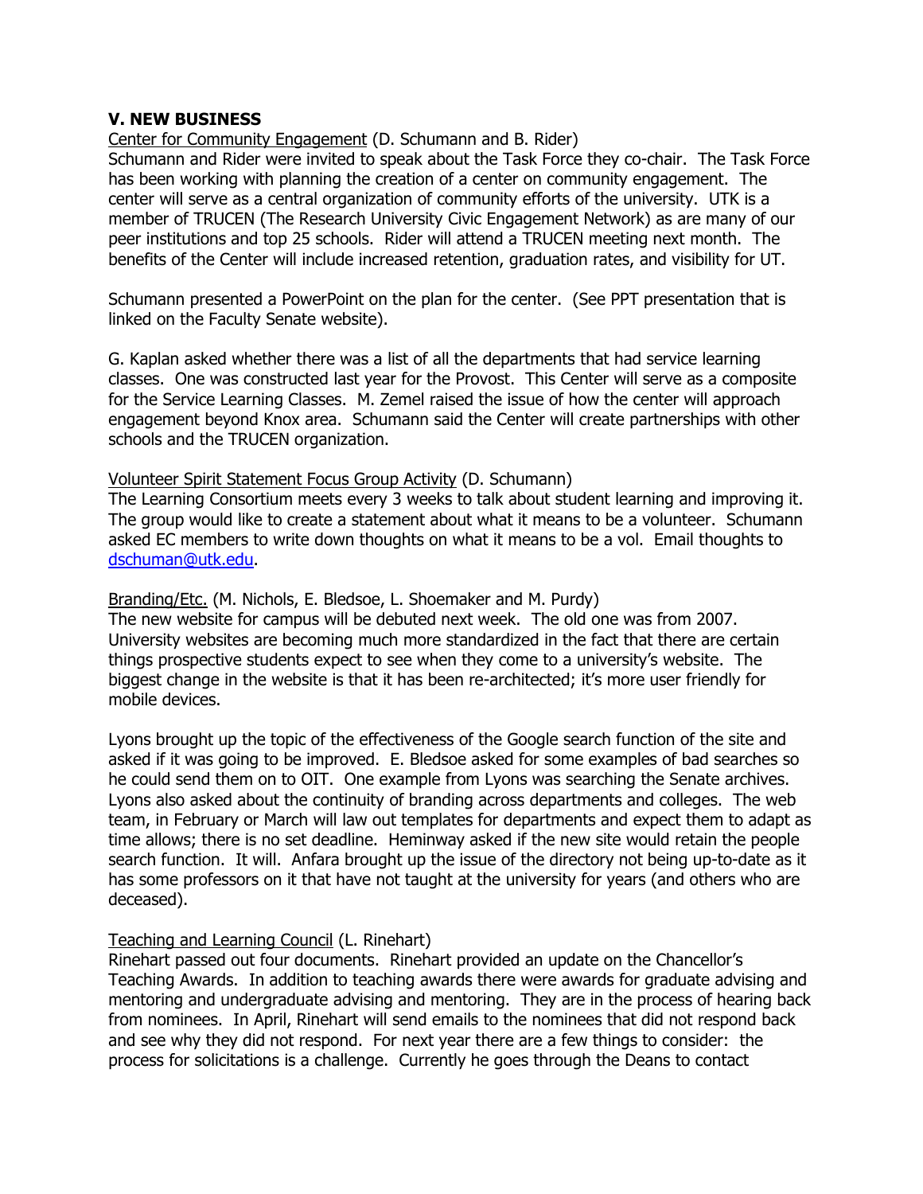### V. NEW BUSINESS

Center for Community Engagement (D. Schumann and B. Rider)

Schumann and Rider were invited to speak about the Task Force they co-chair. The Task Force has been working with planning the creation of a center on community engagement. The center will serve as a central organization of community efforts of the university. UTK is a member of TRUCEN (The Research University Civic Engagement Network) as are many of our peer institutions and top 25 schools. Rider will attend a TRUCEN meeting next month. The benefits of the Center will include increased retention, graduation rates, and visibility for UT.

Schumann presented a PowerPoint on the plan for the center. (See PPT presentation that is linked on the Faculty Senate website).

G. Kaplan asked whether there was a list of all the departments that had service learning classes. One was constructed last year for the Provost. This Center will serve as a composite for the Service Learning Classes. M. Zemel raised the issue of how the center will approach engagement beyond Knox area. Schumann said the Center will create partnerships with other schools and the TRUCEN organization.

Volunteer Spirit Statement Focus Group Activity (D. Schumann)

The Learning Consortium meets every 3 weeks to talk about student learning and improving it. The group would like to create a statement about what it means to be a volunteer. Schumann asked EC members to write down thoughts on what it means to be a vol. Email thoughts to dschuman@utk.edu.

Branding/Etc. (M. Nichols, E. Bledsoe, L. Shoemaker and M. Purdy)

The new website for campus will be debuted next week. The old one was from 2007. University websites are becoming much more standardized in the fact that there are certain things prospective students expect to see when they come to a university's website. The biggest change in the website is that it has been re-architected; it's more user friendly for mobile devices.

Lyons brought up the topic of the effectiveness of the Google search function of the site and asked if it was going to be improved. E. Bledsoe asked for some examples of bad searches so he could send them on to OIT. One example from Lyons was searching the Senate archives. Lyons also asked about the continuity of branding across departments and colleges. The web team, in February or March will law out templates for departments and expect them to adapt as time allows; there is no set deadline. Heminway asked if the new site would retain the people search function. It will. Anfara brought up the issue of the directory not being up-to-date as it has some professors on it that have not taught at the university for years (and others who are deceased).

Teaching and Learning Council (L. Rinehart)

Rinehart passed out four documents. Rinehart provided an update on the Chancellor's Teaching Awards. In addition to teaching awards there were awards for graduate advising and mentoring and undergraduate advising and mentoring. They are in the process of hearing back from nominees. In April, Rinehart will send emails to the nominees that did not respond back and see why they did not respond. For next year there are a few things to consider: the process for solicitations is a challenge. Currently he goes through the Deans to contact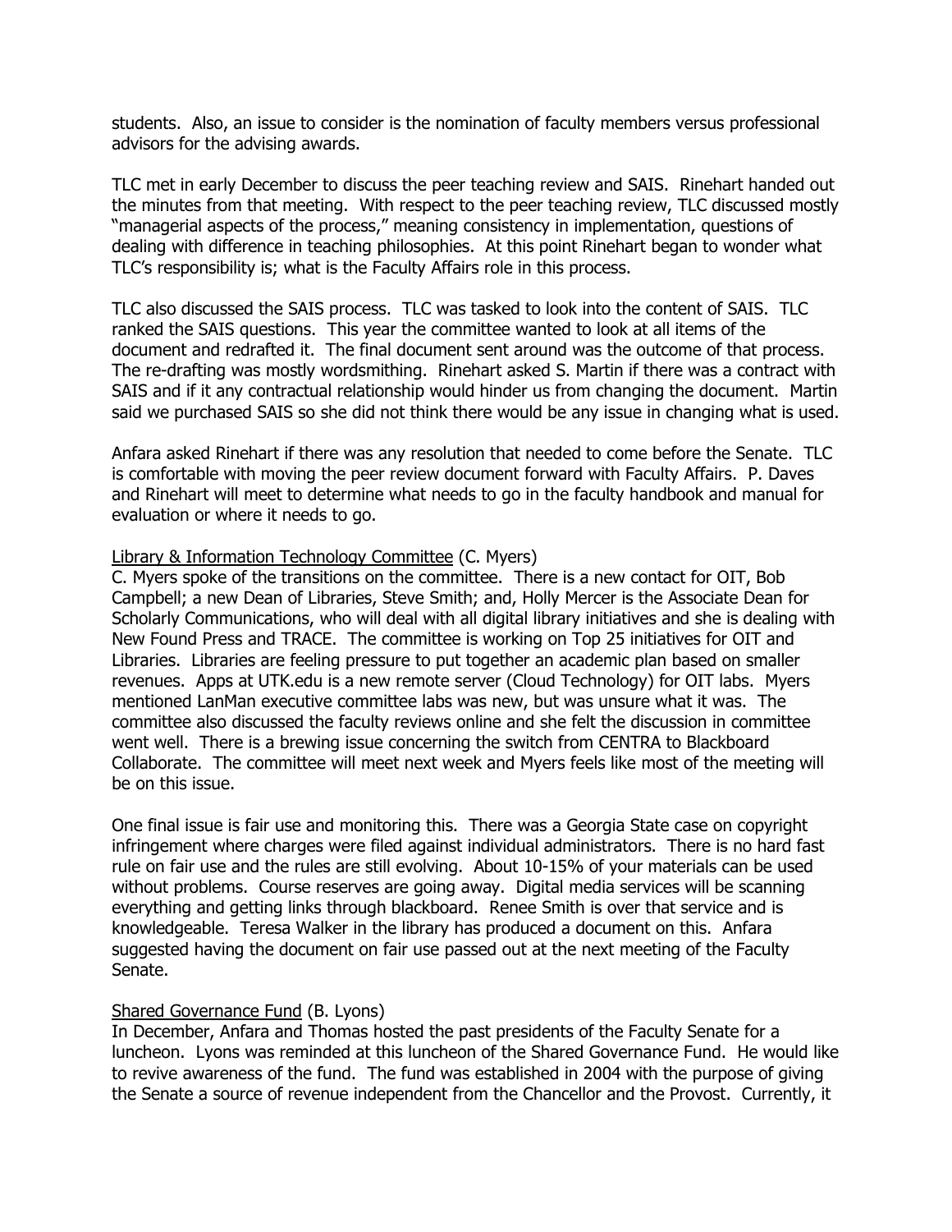students. Also, an issue to consider is the nomination of faculty members versus professional advisors for the advising awards.

TLC met in early December to discuss the peer teaching review and SAIS. Rinehart handed out the minutes from that meeting. With respect to the peer teaching review, TLC discussed mostly "managerial aspects of the process," meaning consistency in implementation, questions of dealing with difference in teaching philosophies. At this point Rinehart began to wonder what TLC's responsibility is; what is the Faculty Affairs role in this process.

TLC also discussed the SAIS process. TLC was tasked to look into the content of SAIS. TLC ranked the SAIS questions. This year the committee wanted to look at all items of the document and redrafted it. The final document sent around was the outcome of that process. The re-drafting was mostly wordsmithing. Rinehart asked S. Martin if there was a contract with SAIS and if it any contractual relationship would hinder us from changing the document. Martin said we purchased SAIS so she did not think there would be any issue in changing what is used.

Anfara asked Rinehart if there was any resolution that needed to come before the Senate. TLC is comfortable with moving the peer review document forward with Faculty Affairs. P. Daves and Rinehart will meet to determine what needs to go in the faculty handbook and manual for evaluation or where it needs to go.

<u>Library & Information Technology Committee</u> (C. Myers)
C. Myers spoke of the transitions on the committee. There is a new contact for OIT, Bob Campbell; a new Dean of Libraries, Steve Smith; and, Holly Mercer is the Associate Dean for Scholarly Communications, who will deal with all digital library initiatives and she is dealing with New Found Press and TRACE. The committee is working on Top 25 initiatives for OIT and Libraries. Libraries are feeling pressure to put together an academic plan based on smaller revenues. Apps at UTK.edu is a new remote server (Cloud Technology) for OIT labs. Myers mentioned LanMan executive committee labs was new, but was unsure what it was. The committee also discussed the faculty reviews online and she felt the discussion in committee went well. There is a brewing issue concerning the switch from CENTRA to Blackboard Collaborate. The committee will meet next week and Myers feels like most of the meeting will be on this issue.

One final issue is fair use and monitoring this. There was a Georgia State case on copyright infringement where charges were filed against individual administrators. There is no hard fast rule on fair use and the rules are still evolving. About 10-15% of your materials can be used without problems. Course reserves are going away. Digital media services will be scanning everything and getting links through blackboard. Renee Smith is over that service and is knowledgeable. Teresa Walker in the library has produced a document on this. Anfara suggested having the document on fair use passed out at the next meeting of the Faculty Senate.

<u>Shared Governance Fund</u> (B. Lyons)
In December, Anfara and Thomas hosted the past presidents of the Faculty Senate for a luncheon. Lyons was reminded at this luncheon of the Shared Governance Fund. He would like to revive awareness of the fund. The fund was established in 2004 with the purpose of giving the Senate a source of revenue independent from the Chancellor and the Provost. Currently, it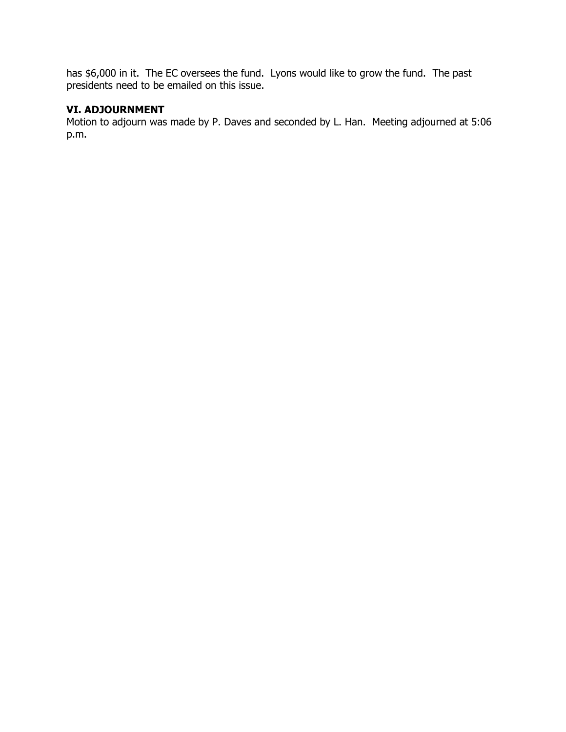has $6,000 in it.  The EC oversees the fund.  Lyons would like to grow the fund.  The past presidents need to be emailed on this issue.

## VI. ADJOURNMENT

Motion to adjourn was made by P. Daves and seconded by L. Han.  Meeting adjourned at 5:06 p.m.